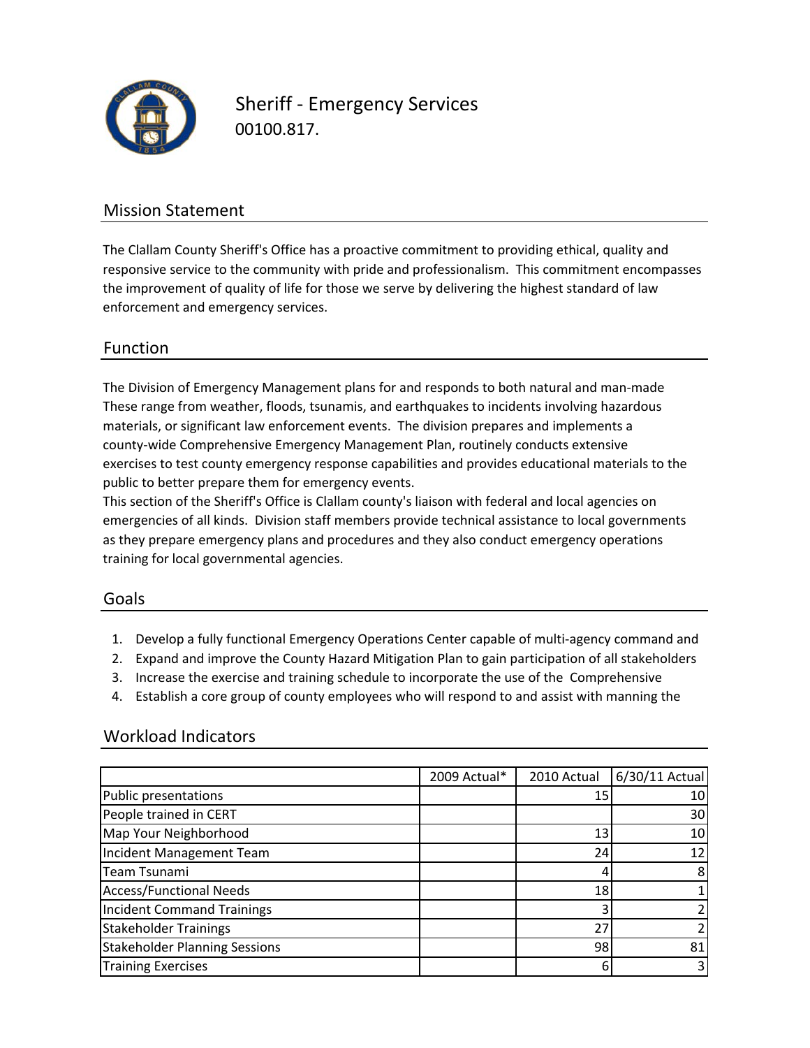# Sheriff - Emergency Services

00100.817.

## Mission Statement

The Clallam County Sheriff's Office has a proactive commitment to providing ethical, quality and responsive service to the community with pride and professionalism. This commitment encompasses the improvement of quality of life for those we serve by delivering the highest standard of law enforcement and emergency services.

## Function

The Division of Emergency Management plans for and responds to both natural and man-made These range from weather, floods, tsunamis, and earthquakes to incidents involving hazardous materials, or significant law enforcement events. The division prepares and implements a county-wide Comprehensive Emergency Management Plan, routinely conducts extensive exercises to test county emergency response capabilities and provides educational materials to the public to better prepare them for emergency events.
This section of the Sheriff's Office is Clallam county's liaison with federal and local agencies on emergencies of all kinds. Division staff members provide technical assistance to local governments as they prepare emergency plans and procedures and they also conduct emergency operations training for local governmental agencies.

## Goals

1. Develop a fully functional Emergency Operations Center capable of multi-agency command and
2. Expand and improve the County Hazard Mitigation Plan to gain participation of all stakeholders
3. Increase the exercise and training schedule to incorporate the use of the Comprehensive
4. Establish a core group of county employees who will respond to and assist with manning the

## Workload Indicators

| | 2009 Actual* | 2010 Actual | 6/30/11 Actual |
|---|---|---|---|
| Public presentations | | 15 | 10 |
| People trained in CERT | | | 30 |
| Map Your Neighborhood | | 13 | 10 |
| Incident Management Team | | 24 | 12 |
| Team Tsunami | | 4 | 8 |
| Access/Functional Needs | | 18 | 1 |
| Incident Command Trainings | | 3 | 2 |
| Stakeholder Trainings | | 27 | 2 |
| Stakeholder Planning Sessions | | 98 | 81 |
| Training Exercises | | 6 | 3 |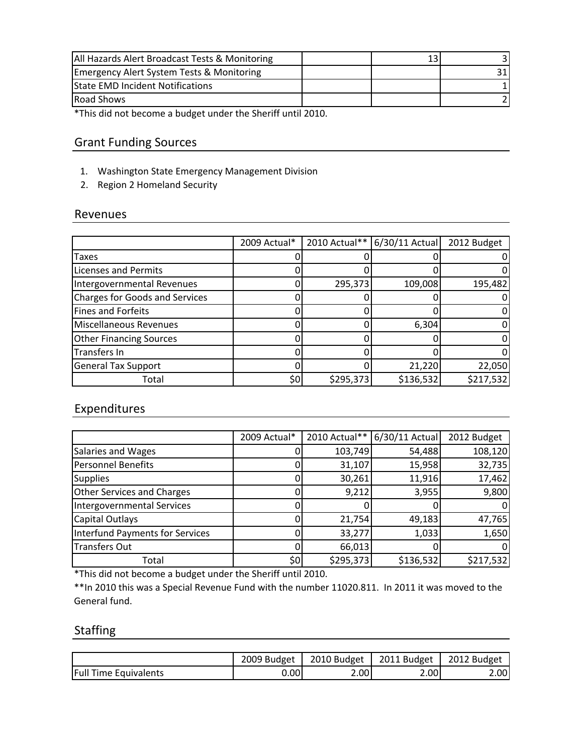| | | | |
|---|---|---|---|
| All Hazards Alert Broadcast Tests & Monitoring | | 13 | 3 |
| Emergency Alert System Tests & Monitoring | | | 31 |
| State EMD Incident Notifications | | | 1 |
| Road Shows | | | 2 |

*This did not become a budget under the Sheriff until 2010.

## Grant Funding Sources

1. Washington State Emergency Management Division
2. Region 2 Homeland Security

## Revenues

| | 2009 Actual* | 2010 Actual** | 6/30/11 Actual | 2012 Budget |
|---|---|---|---|---|
| Taxes | 0 | 0 | 0 | 0 |
| Licenses and Permits | 0 | 0 | 0 | 0 |
| Intergovernmental Revenues | 0 | 295,373 | 109,008 | 195,482 |
| Charges for Goods and Services | 0 | 0 | 0 | 0 |
| Fines and Forfeits | 0 | 0 | 0 | 0 |
| Miscellaneous Revenues | 0 | 0 | 6,304 | 0 |
| Other Financing Sources | 0 | 0 | 0 | 0 |
| Transfers In | 0 | 0 | 0 | 0 |
| General Tax Support | 0 | 0 | 21,220 | 22,050 |
| Total | $0 | $295,373 | $136,532 | $217,532 |

## Expenditures

| | 2009 Actual* | 2010 Actual** | 6/30/11 Actual | 2012 Budget |
|---|---|---|---|---|
| Salaries and Wages | 0 | 103,749 | 54,488 | 108,120 |
| Personnel Benefits | 0 | 31,107 | 15,958 | 32,735 |
| Supplies | 0 | 30,261 | 11,916 | 17,462 |
| Other Services and Charges | 0 | 9,212 | 3,955 | 9,800 |
| Intergovernmental Services | 0 | 0 | 0 | 0 |
| Capital Outlays | 0 | 21,754 | 49,183 | 47,765 |
| Interfund Payments for Services | 0 | 33,277 | 1,033 | 1,650 |
| Transfers Out | 0 | 66,013 | 0 | 0 |
| Total | $0 | $295,373 | $136,532 | $217,532 |

*This did not become a budget under the Sheriff until 2010.

**In 2010 this was a Special Revenue Fund with the number 11020.811. In 2011 it was moved to the General fund.

## Staffing

| | 2009 Budget | 2010 Budget | 2011 Budget | 2012 Budget |
|---|---|---|---|---|
| Full Time Equivalents | 0.00 | 2.00 | 2.00 | 2.00 |